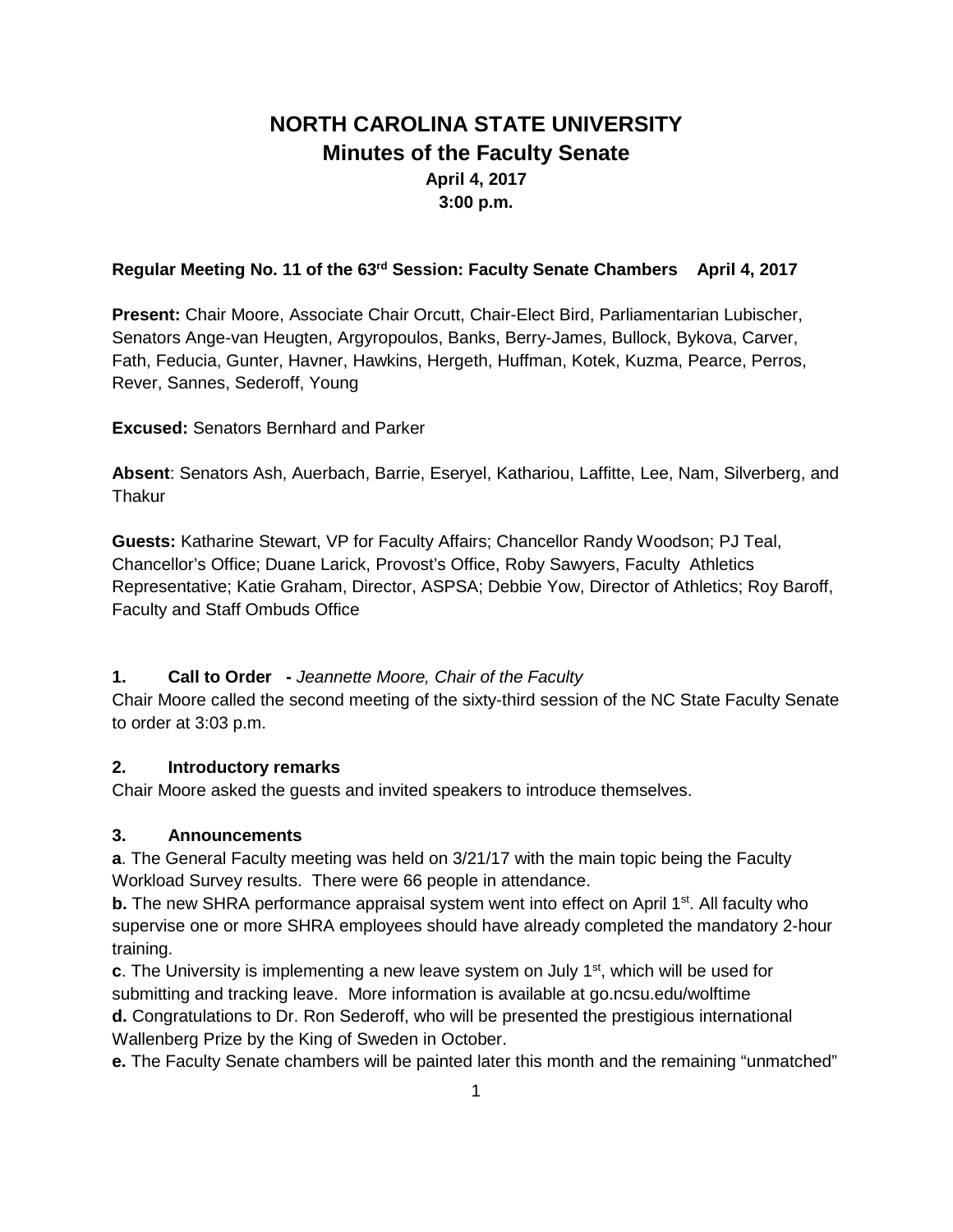# NORTH CAROLINA STATE UNIVERSITY

## Minutes of the Faculty Senate

**April 4, 2017**
**3:00 p.m.**

**Regular Meeting No. 11 of the 63rd Session: Faculty Senate Chambers April 4, 2017**

**Present:** Chair Moore, Associate Chair Orcutt, Chair-Elect Bird, Parliamentarian Lubischer, Senators Ange-van Heugten, Argyropoulos, Banks, Berry-James, Bullock, Bykova, Carver, Fath, Feducia, Gunter, Havner, Hawkins, Hergeth, Huffman, Kotek, Kuzma, Pearce, Perros, Rever, Sannes, Sederoff, Young

**Excused:** Senators Bernhard and Parker

**Absent**: Senators Ash, Auerbach, Barrie, Eseryel, Kathariou, Laffitte, Lee, Nam, Silverberg, and Thakur

**Guests:** Katharine Stewart, VP for Faculty Affairs; Chancellor Randy Woodson; PJ Teal, Chancellor's Office; Duane Larick, Provost's Office, Roby Sawyers, Faculty Athletics Representative; Katie Graham, Director, ASPSA; Debbie Yow, Director of Athletics; Roy Baroff, Faculty and Staff Ombuds Office

**1. Call to Order -** *Jeannette Moore, Chair of the Faculty*

Chair Moore called the second meeting of the sixty-third session of the NC State Faculty Senate to order at 3:03 p.m.

**2. Introductory remarks**

Chair Moore asked the guests and invited speakers to introduce themselves.

**3. Announcements**

**a**. The General Faculty meeting was held on 3/21/17 with the main topic being the Faculty Workload Survey results. There were 66 people in attendance.

**b.** The new SHRA performance appraisal system went into effect on April 1st. All faculty who supervise one or more SHRA employees should have already completed the mandatory 2-hour training.

**c**. The University is implementing a new leave system on July 1st, which will be used for submitting and tracking leave. More information is available at go.ncsu.edu/wolftime

**d.** Congratulations to Dr. Ron Sederoff, who will be presented the prestigious international Wallenberg Prize by the King of Sweden in October.

**e.** The Faculty Senate chambers will be painted later this month and the remaining "unmatched"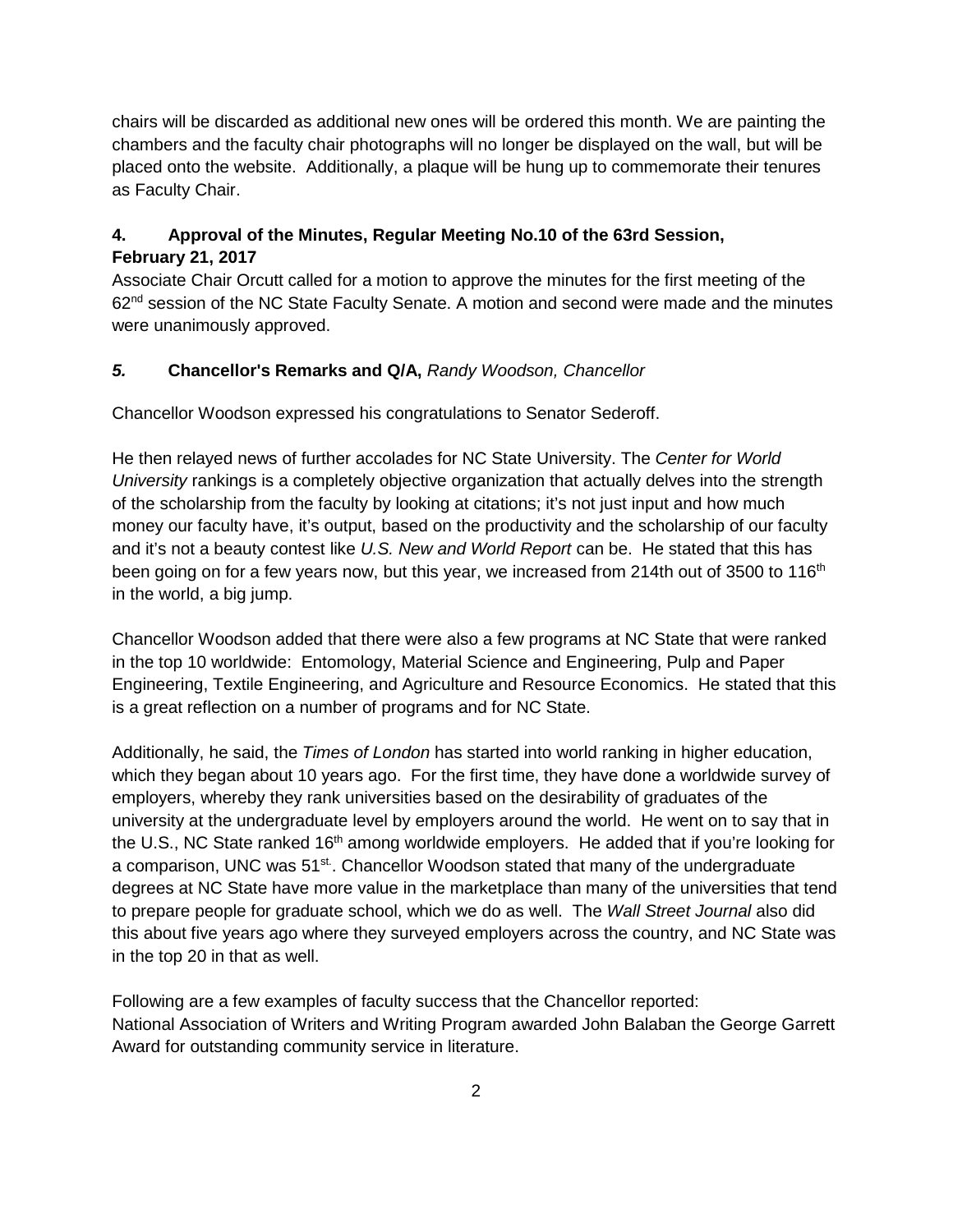chairs will be discarded as additional new ones will be ordered this month. We are painting the chambers and the faculty chair photographs will no longer be displayed on the wall, but will be placed onto the website. Additionally, a plaque will be hung up to commemorate their tenures as Faculty Chair.

### 4. Approval of the Minutes, Regular Meeting No.10 of the 63rd Session, February 21, 2017

Associate Chair Orcutt called for a motion to approve the minutes for the first meeting of the 62nd session of the NC State Faculty Senate. A motion and second were made and the minutes were unanimously approved.

### *5.* Chancellor's Remarks and Q/A, *Randy Woodson, Chancellor*

Chancellor Woodson expressed his congratulations to Senator Sederoff.

He then relayed news of further accolades for NC State University. The *Center for World University* rankings is a completely objective organization that actually delves into the strength of the scholarship from the faculty by looking at citations; it's not just input and how much money our faculty have, it's output, based on the productivity and the scholarship of our faculty and it's not a beauty contest like *U.S. New and World Report* can be. He stated that this has been going on for a few years now, but this year, we increased from 214th out of 3500 to 116th in the world, a big jump.

Chancellor Woodson added that there were also a few programs at NC State that were ranked in the top 10 worldwide: Entomology, Material Science and Engineering, Pulp and Paper Engineering, Textile Engineering, and Agriculture and Resource Economics. He stated that this is a great reflection on a number of programs and for NC State.

Additionally, he said, the *Times of London* has started into world ranking in higher education, which they began about 10 years ago. For the first time, they have done a worldwide survey of employers, whereby they rank universities based on the desirability of graduates of the university at the undergraduate level by employers around the world. He went on to say that in the U.S., NC State ranked 16th among worldwide employers. He added that if you're looking for a comparison, UNC was 51st.. Chancellor Woodson stated that many of the undergraduate degrees at NC State have more value in the marketplace than many of the universities that tend to prepare people for graduate school, which we do as well. The *Wall Street Journal* also did this about five years ago where they surveyed employers across the country, and NC State was in the top 20 in that as well.

Following are a few examples of faculty success that the Chancellor reported:
National Association of Writers and Writing Program awarded John Balaban the George Garrett Award for outstanding community service in literature.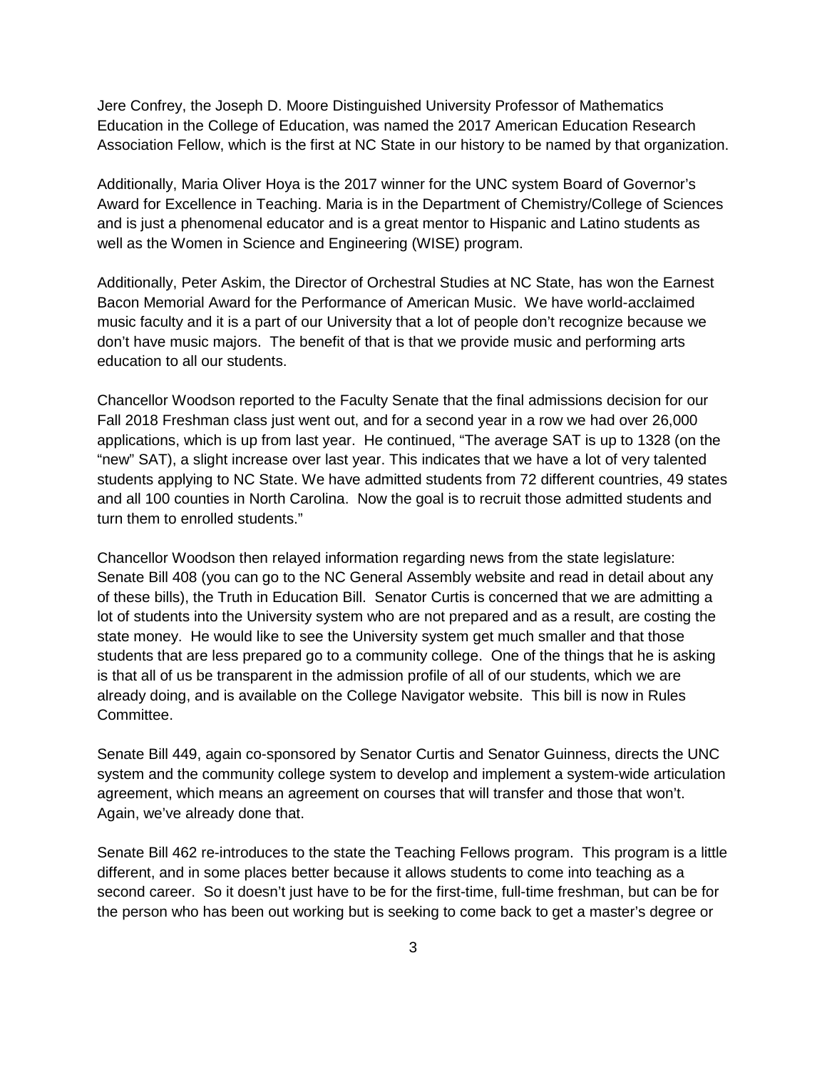Jere Confrey, the Joseph D. Moore Distinguished University Professor of Mathematics Education in the College of Education, was named the 2017 American Education Research Association Fellow, which is the first at NC State in our history to be named by that organization.

Additionally, Maria Oliver Hoya is the 2017 winner for the UNC system Board of Governor's Award for Excellence in Teaching. Maria is in the Department of Chemistry/College of Sciences and is just a phenomenal educator and is a great mentor to Hispanic and Latino students as well as the Women in Science and Engineering (WISE) program.

Additionally, Peter Askim, the Director of Orchestral Studies at NC State, has won the Earnest Bacon Memorial Award for the Performance of American Music. We have world-acclaimed music faculty and it is a part of our University that a lot of people don't recognize because we don't have music majors. The benefit of that is that we provide music and performing arts education to all our students.

Chancellor Woodson reported to the Faculty Senate that the final admissions decision for our Fall 2018 Freshman class just went out, and for a second year in a row we had over 26,000 applications, which is up from last year. He continued, "The average SAT is up to 1328 (on the "new" SAT), a slight increase over last year. This indicates that we have a lot of very talented students applying to NC State. We have admitted students from 72 different countries, 49 states and all 100 counties in North Carolina. Now the goal is to recruit those admitted students and turn them to enrolled students."

Chancellor Woodson then relayed information regarding news from the state legislature: Senate Bill 408 (you can go to the NC General Assembly website and read in detail about any of these bills), the Truth in Education Bill. Senator Curtis is concerned that we are admitting a lot of students into the University system who are not prepared and as a result, are costing the state money. He would like to see the University system get much smaller and that those students that are less prepared go to a community college. One of the things that he is asking is that all of us be transparent in the admission profile of all of our students, which we are already doing, and is available on the College Navigator website. This bill is now in Rules Committee.

Senate Bill 449, again co-sponsored by Senator Curtis and Senator Guinness, directs the UNC system and the community college system to develop and implement a system-wide articulation agreement, which means an agreement on courses that will transfer and those that won't. Again, we've already done that.

Senate Bill 462 re-introduces to the state the Teaching Fellows program. This program is a little different, and in some places better because it allows students to come into teaching as a second career. So it doesn't just have to be for the first-time, full-time freshman, but can be for the person who has been out working but is seeking to come back to get a master's degree or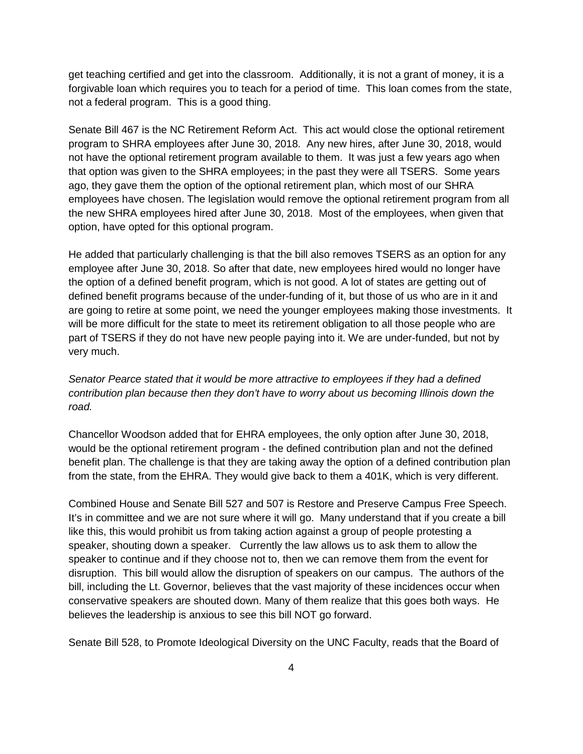get teaching certified and get into the classroom. Additionally, it is not a grant of money, it is a forgivable loan which requires you to teach for a period of time. This loan comes from the state, not a federal program. This is a good thing.

Senate Bill 467 is the NC Retirement Reform Act. This act would close the optional retirement program to SHRA employees after June 30, 2018. Any new hires, after June 30, 2018, would not have the optional retirement program available to them. It was just a few years ago when that option was given to the SHRA employees; in the past they were all TSERS. Some years ago, they gave them the option of the optional retirement plan, which most of our SHRA employees have chosen. The legislation would remove the optional retirement program from all the new SHRA employees hired after June 30, 2018. Most of the employees, when given that option, have opted for this optional program.

He added that particularly challenging is that the bill also removes TSERS as an option for any employee after June 30, 2018. So after that date, new employees hired would no longer have the option of a defined benefit program, which is not good. A lot of states are getting out of defined benefit programs because of the under-funding of it, but those of us who are in it and are going to retire at some point, we need the younger employees making those investments. It will be more difficult for the state to meet its retirement obligation to all those people who are part of TSERS if they do not have new people paying into it. We are under-funded, but not by very much.

*Senator Pearce stated that it would be more attractive to employees if they had a defined contribution plan because then they don't have to worry about us becoming Illinois down the road.*

Chancellor Woodson added that for EHRA employees, the only option after June 30, 2018, would be the optional retirement program - the defined contribution plan and not the defined benefit plan. The challenge is that they are taking away the option of a defined contribution plan from the state, from the EHRA. They would give back to them a 401K, which is very different.

Combined House and Senate Bill 527 and 507 is Restore and Preserve Campus Free Speech. It's in committee and we are not sure where it will go. Many understand that if you create a bill like this, this would prohibit us from taking action against a group of people protesting a speaker, shouting down a speaker. Currently the law allows us to ask them to allow the speaker to continue and if they choose not to, then we can remove them from the event for disruption. This bill would allow the disruption of speakers on our campus. The authors of the bill, including the Lt. Governor, believes that the vast majority of these incidences occur when conservative speakers are shouted down. Many of them realize that this goes both ways. He believes the leadership is anxious to see this bill NOT go forward.

Senate Bill 528, to Promote Ideological Diversity on the UNC Faculty, reads that the Board of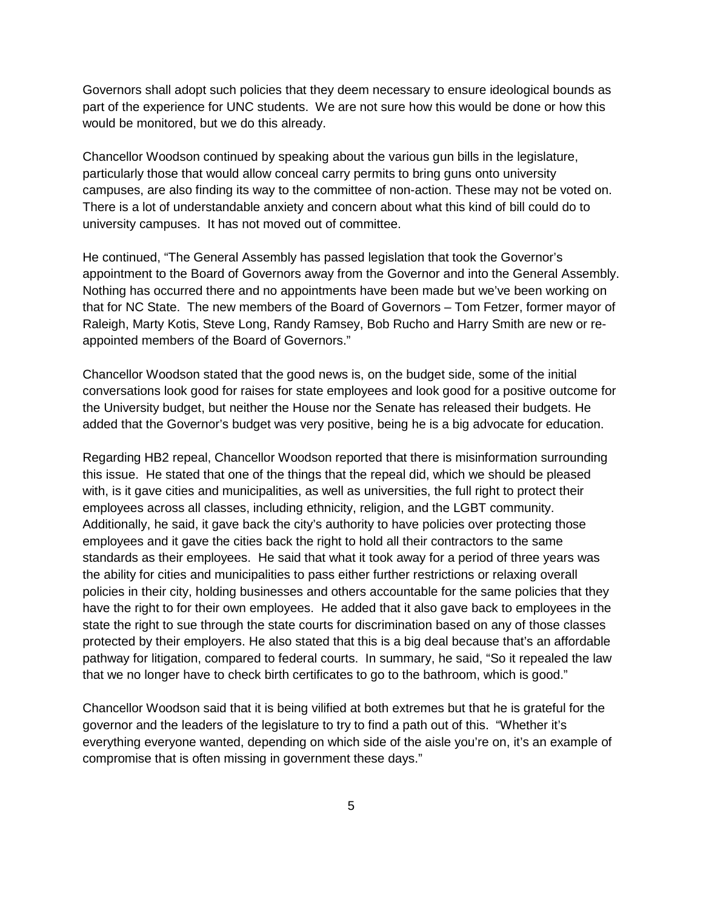Governors shall adopt such policies that they deem necessary to ensure ideological bounds as part of the experience for UNC students. We are not sure how this would be done or how this would be monitored, but we do this already.

Chancellor Woodson continued by speaking about the various gun bills in the legislature, particularly those that would allow conceal carry permits to bring guns onto university campuses, are also finding its way to the committee of non-action. These may not be voted on. There is a lot of understandable anxiety and concern about what this kind of bill could do to university campuses. It has not moved out of committee.

He continued, "The General Assembly has passed legislation that took the Governor's appointment to the Board of Governors away from the Governor and into the General Assembly. Nothing has occurred there and no appointments have been made but we've been working on that for NC State. The new members of the Board of Governors – Tom Fetzer, former mayor of Raleigh, Marty Kotis, Steve Long, Randy Ramsey, Bob Rucho and Harry Smith are new or re-appointed members of the Board of Governors."

Chancellor Woodson stated that the good news is, on the budget side, some of the initial conversations look good for raises for state employees and look good for a positive outcome for the University budget, but neither the House nor the Senate has released their budgets. He added that the Governor's budget was very positive, being he is a big advocate for education.

Regarding HB2 repeal, Chancellor Woodson reported that there is misinformation surrounding this issue. He stated that one of the things that the repeal did, which we should be pleased with, is it gave cities and municipalities, as well as universities, the full right to protect their employees across all classes, including ethnicity, religion, and the LGBT community. Additionally, he said, it gave back the city's authority to have policies over protecting those employees and it gave the cities back the right to hold all their contractors to the same standards as their employees. He said that what it took away for a period of three years was the ability for cities and municipalities to pass either further restrictions or relaxing overall policies in their city, holding businesses and others accountable for the same policies that they have the right to for their own employees. He added that it also gave back to employees in the state the right to sue through the state courts for discrimination based on any of those classes protected by their employers. He also stated that this is a big deal because that's an affordable pathway for litigation, compared to federal courts. In summary, he said, "So it repealed the law that we no longer have to check birth certificates to go to the bathroom, which is good."

Chancellor Woodson said that it is being vilified at both extremes but that he is grateful for the governor and the leaders of the legislature to try to find a path out of this. "Whether it's everything everyone wanted, depending on which side of the aisle you're on, it's an example of compromise that is often missing in government these days."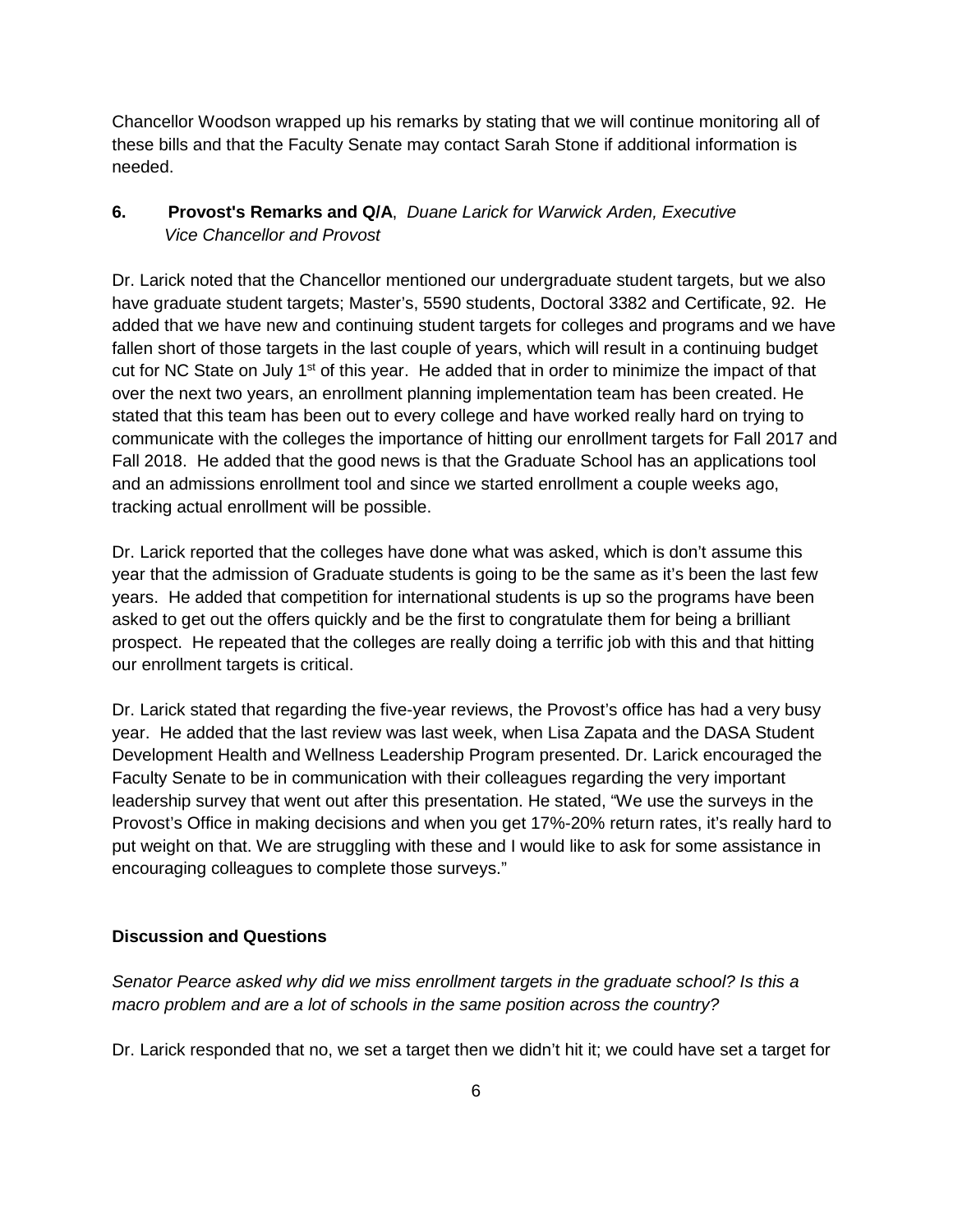Chancellor Woodson wrapped up his remarks by stating that we will continue monitoring all of these bills and that the Faculty Senate may contact Sarah Stone if additional information is needed.

**6. Provost's Remarks and Q/A**, *Duane Larick for Warwick Arden, Executive Vice Chancellor and Provost*

Dr. Larick noted that the Chancellor mentioned our undergraduate student targets, but we also have graduate student targets; Master's, 5590 students, Doctoral 3382 and Certificate, 92. He added that we have new and continuing student targets for colleges and programs and we have fallen short of those targets in the last couple of years, which will result in a continuing budget cut for NC State on July 1st of this year. He added that in order to minimize the impact of that over the next two years, an enrollment planning implementation team has been created. He stated that this team has been out to every college and have worked really hard on trying to communicate with the colleges the importance of hitting our enrollment targets for Fall 2017 and Fall 2018. He added that the good news is that the Graduate School has an applications tool and an admissions enrollment tool and since we started enrollment a couple weeks ago, tracking actual enrollment will be possible.

Dr. Larick reported that the colleges have done what was asked, which is don't assume this year that the admission of Graduate students is going to be the same as it's been the last few years. He added that competition for international students is up so the programs have been asked to get out the offers quickly and be the first to congratulate them for being a brilliant prospect. He repeated that the colleges are really doing a terrific job with this and that hitting our enrollment targets is critical.

Dr. Larick stated that regarding the five-year reviews, the Provost's office has had a very busy year. He added that the last review was last week, when Lisa Zapata and the DASA Student Development Health and Wellness Leadership Program presented. Dr. Larick encouraged the Faculty Senate to be in communication with their colleagues regarding the very important leadership survey that went out after this presentation. He stated, "We use the surveys in the Provost's Office in making decisions and when you get 17%-20% return rates, it's really hard to put weight on that. We are struggling with these and I would like to ask for some assistance in encouraging colleagues to complete those surveys."

**Discussion and Questions**

*Senator Pearce asked why did we miss enrollment targets in the graduate school? Is this a macro problem and are a lot of schools in the same position across the country?*

Dr. Larick responded that no, we set a target then we didn't hit it; we could have set a target for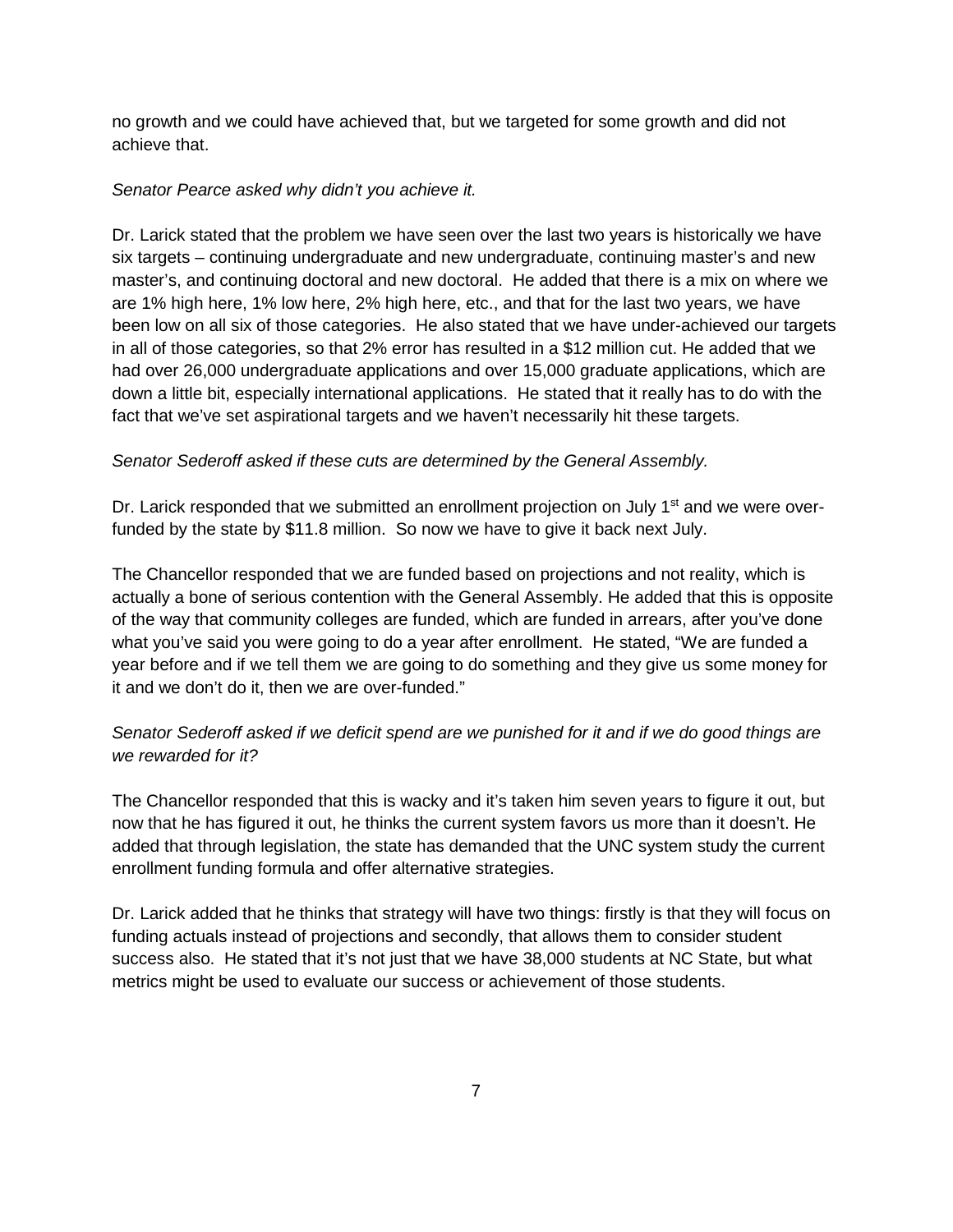no growth and we could have achieved that, but we targeted for some growth and did not achieve that.

*Senator Pearce asked why didn't you achieve it.*

Dr. Larick stated that the problem we have seen over the last two years is historically we have six targets – continuing undergraduate and new undergraduate, continuing master's and new master's, and continuing doctoral and new doctoral. He added that there is a mix on where we are 1% high here, 1% low here, 2% high here, etc., and that for the last two years, we have been low on all six of those categories. He also stated that we have under-achieved our targets in all of those categories, so that 2% error has resulted in a $12 million cut. He added that we had over 26,000 undergraduate applications and over 15,000 graduate applications, which are down a little bit, especially international applications. He stated that it really has to do with the fact that we've set aspirational targets and we haven't necessarily hit these targets.

*Senator Sederoff asked if these cuts are determined by the General Assembly.*

Dr. Larick responded that we submitted an enrollment projection on July 1st and we were over-funded by the state by $11.8 million. So now we have to give it back next July.

The Chancellor responded that we are funded based on projections and not reality, which is actually a bone of serious contention with the General Assembly. He added that this is opposite of the way that community colleges are funded, which are funded in arrears, after you've done what you've said you were going to do a year after enrollment. He stated, "We are funded a year before and if we tell them we are going to do something and they give us some money for it and we don't do it, then we are over-funded."

*Senator Sederoff asked if we deficit spend are we punished for it and if we do good things are we rewarded for it?*

The Chancellor responded that this is wacky and it's taken him seven years to figure it out, but now that he has figured it out, he thinks the current system favors us more than it doesn't. He added that through legislation, the state has demanded that the UNC system study the current enrollment funding formula and offer alternative strategies.

Dr. Larick added that he thinks that strategy will have two things: firstly is that they will focus on funding actuals instead of projections and secondly, that allows them to consider student success also. He stated that it's not just that we have 38,000 students at NC State, but what metrics might be used to evaluate our success or achievement of those students.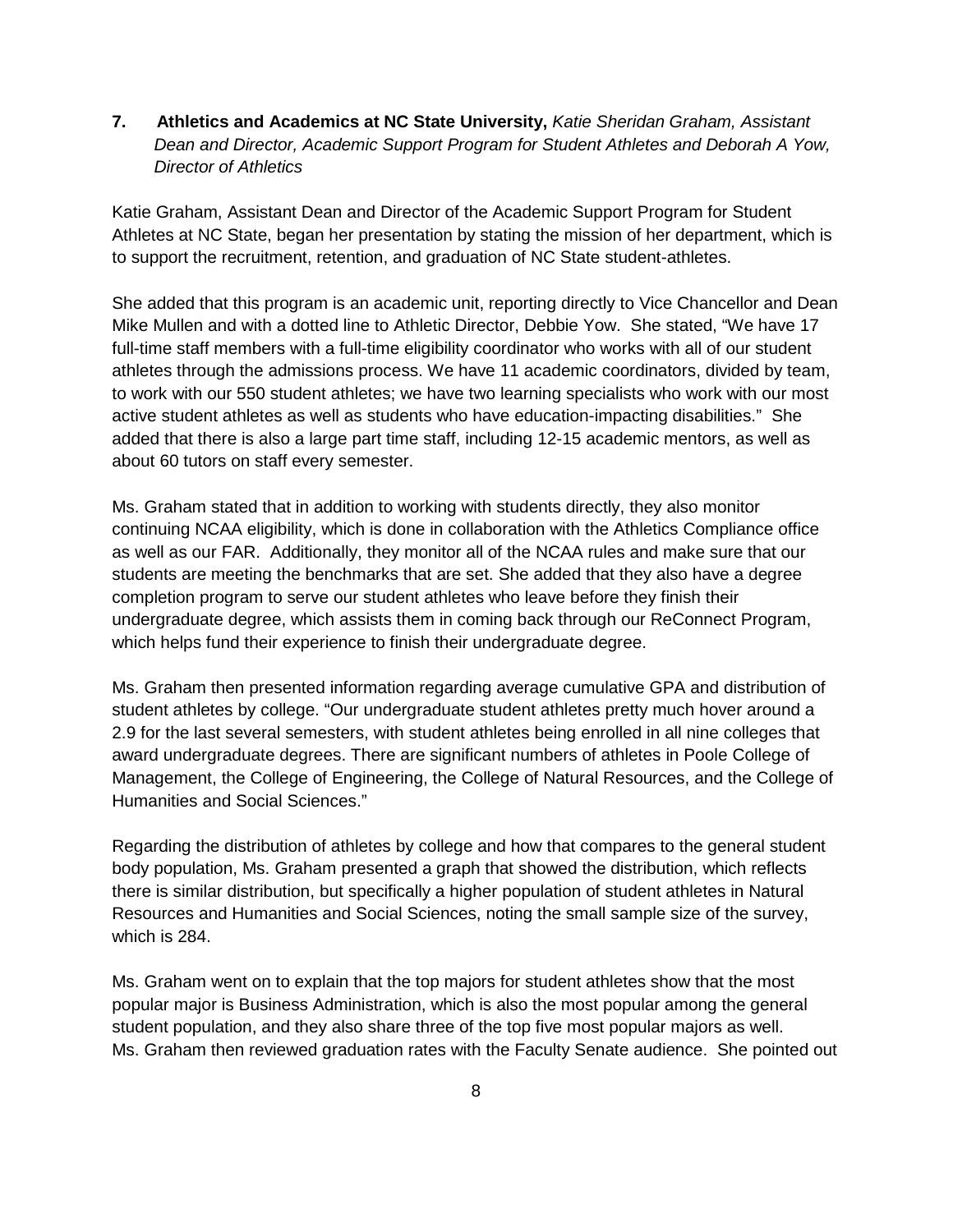**7. Athletics and Academics at NC State University,** *Katie Sheridan Graham, Assistant Dean and Director, Academic Support Program for Student Athletes and Deborah A Yow, Director of Athletics*

Katie Graham, Assistant Dean and Director of the Academic Support Program for Student Athletes at NC State, began her presentation by stating the mission of her department, which is to support the recruitment, retention, and graduation of NC State student-athletes.

She added that this program is an academic unit, reporting directly to Vice Chancellor and Dean Mike Mullen and with a dotted line to Athletic Director, Debbie Yow. She stated, "We have 17 full-time staff members with a full-time eligibility coordinator who works with all of our student athletes through the admissions process. We have 11 academic coordinators, divided by team, to work with our 550 student athletes; we have two learning specialists who work with our most active student athletes as well as students who have education-impacting disabilities." She added that there is also a large part time staff, including 12-15 academic mentors, as well as about 60 tutors on staff every semester.

Ms. Graham stated that in addition to working with students directly, they also monitor continuing NCAA eligibility, which is done in collaboration with the Athletics Compliance office as well as our FAR. Additionally, they monitor all of the NCAA rules and make sure that our students are meeting the benchmarks that are set. She added that they also have a degree completion program to serve our student athletes who leave before they finish their undergraduate degree, which assists them in coming back through our ReConnect Program, which helps fund their experience to finish their undergraduate degree.

Ms. Graham then presented information regarding average cumulative GPA and distribution of student athletes by college. "Our undergraduate student athletes pretty much hover around a 2.9 for the last several semesters, with student athletes being enrolled in all nine colleges that award undergraduate degrees. There are significant numbers of athletes in Poole College of Management, the College of Engineering, the College of Natural Resources, and the College of Humanities and Social Sciences."

Regarding the distribution of athletes by college and how that compares to the general student body population, Ms. Graham presented a graph that showed the distribution, which reflects there is similar distribution, but specifically a higher population of student athletes in Natural Resources and Humanities and Social Sciences, noting the small sample size of the survey, which is 284.

Ms. Graham went on to explain that the top majors for student athletes show that the most popular major is Business Administration, which is also the most popular among the general student population, and they also share three of the top five most popular majors as well.
Ms. Graham then reviewed graduation rates with the Faculty Senate audience. She pointed out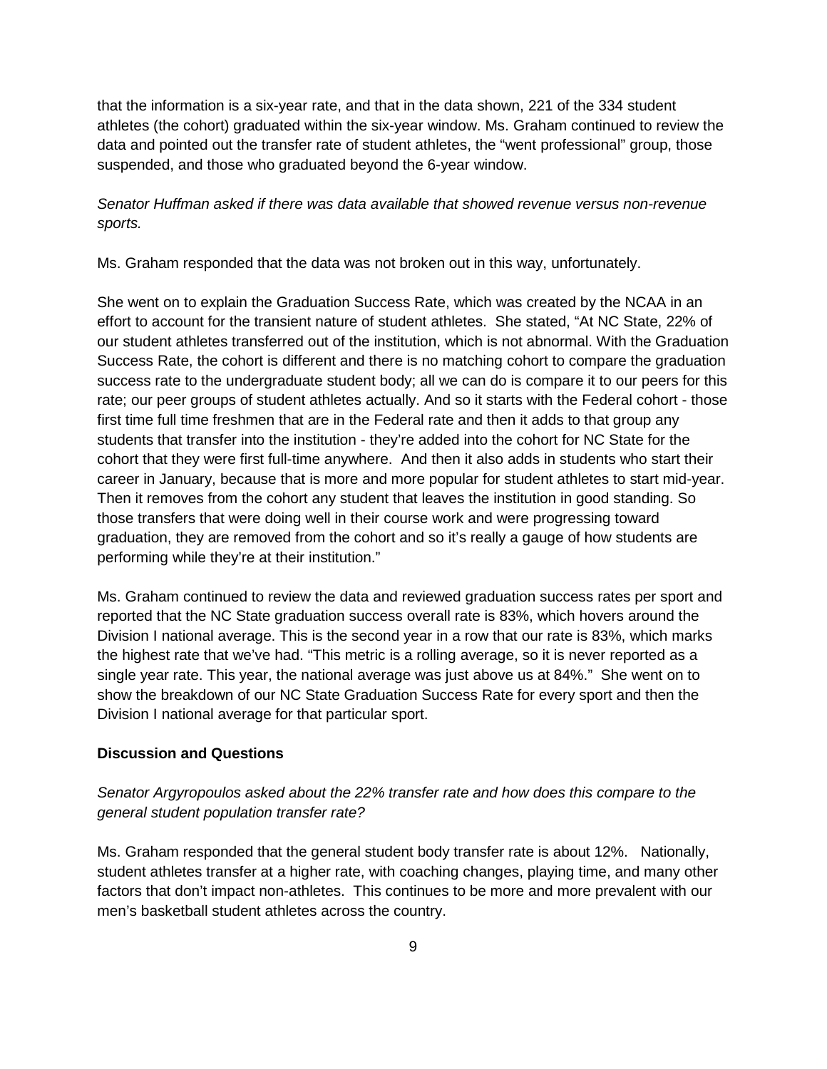that the information is a six-year rate, and that in the data shown, 221 of the 334 student athletes (the cohort) graduated within the six-year window. Ms. Graham continued to review the data and pointed out the transfer rate of student athletes, the "went professional" group, those suspended, and those who graduated beyond the 6-year window.

*Senator Huffman asked if there was data available that showed revenue versus non-revenue sports.*

Ms. Graham responded that the data was not broken out in this way, unfortunately.

She went on to explain the Graduation Success Rate, which was created by the NCAA in an effort to account for the transient nature of student athletes. She stated, "At NC State, 22% of our student athletes transferred out of the institution, which is not abnormal. With the Graduation Success Rate, the cohort is different and there is no matching cohort to compare the graduation success rate to the undergraduate student body; all we can do is compare it to our peers for this rate; our peer groups of student athletes actually. And so it starts with the Federal cohort - those first time full time freshmen that are in the Federal rate and then it adds to that group any students that transfer into the institution - they're added into the cohort for NC State for the cohort that they were first full-time anywhere. And then it also adds in students who start their career in January, because that is more and more popular for student athletes to start mid-year. Then it removes from the cohort any student that leaves the institution in good standing. So those transfers that were doing well in their course work and were progressing toward graduation, they are removed from the cohort and so it's really a gauge of how students are performing while they're at their institution."

Ms. Graham continued to review the data and reviewed graduation success rates per sport and reported that the NC State graduation success overall rate is 83%, which hovers around the Division I national average. This is the second year in a row that our rate is 83%, which marks the highest rate that we've had. "This metric is a rolling average, so it is never reported as a single year rate. This year, the national average was just above us at 84%." She went on to show the breakdown of our NC State Graduation Success Rate for every sport and then the Division I national average for that particular sport.

**Discussion and Questions**

*Senator Argyropoulos asked about the 22% transfer rate and how does this compare to the general student population transfer rate?*

Ms. Graham responded that the general student body transfer rate is about 12%. Nationally, student athletes transfer at a higher rate, with coaching changes, playing time, and many other factors that don't impact non-athletes. This continues to be more and more prevalent with our men's basketball student athletes across the country.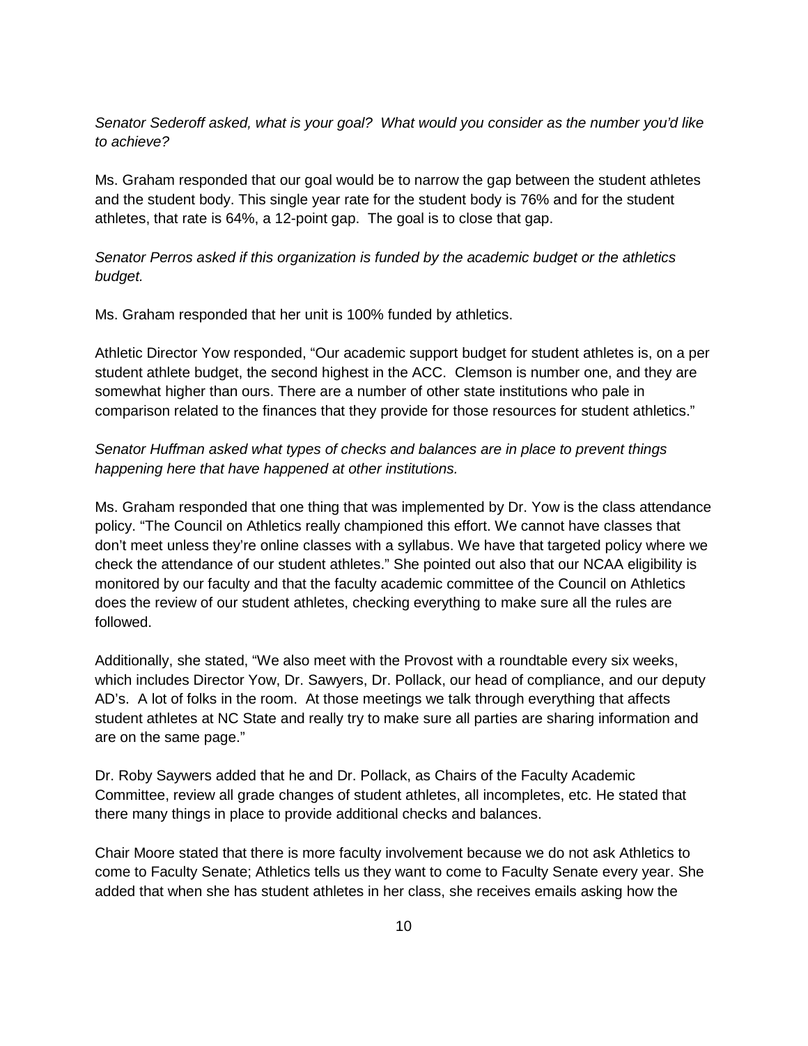*Senator Sederoff asked, what is your goal? What would you consider as the number you'd like to achieve?*

Ms. Graham responded that our goal would be to narrow the gap between the student athletes and the student body. This single year rate for the student body is 76% and for the student athletes, that rate is 64%, a 12-point gap. The goal is to close that gap.

*Senator Perros asked if this organization is funded by the academic budget or the athletics budget.*

Ms. Graham responded that her unit is 100% funded by athletics.

Athletic Director Yow responded, "Our academic support budget for student athletes is, on a per student athlete budget, the second highest in the ACC. Clemson is number one, and they are somewhat higher than ours. There are a number of other state institutions who pale in comparison related to the finances that they provide for those resources for student athletics."

*Senator Huffman asked what types of checks and balances are in place to prevent things happening here that have happened at other institutions.*

Ms. Graham responded that one thing that was implemented by Dr. Yow is the class attendance policy. "The Council on Athletics really championed this effort. We cannot have classes that don't meet unless they're online classes with a syllabus. We have that targeted policy where we check the attendance of our student athletes." She pointed out also that our NCAA eligibility is monitored by our faculty and that the faculty academic committee of the Council on Athletics does the review of our student athletes, checking everything to make sure all the rules are followed.

Additionally, she stated, "We also meet with the Provost with a roundtable every six weeks, which includes Director Yow, Dr. Sawyers, Dr. Pollack, our head of compliance, and our deputy AD's. A lot of folks in the room. At those meetings we talk through everything that affects student athletes at NC State and really try to make sure all parties are sharing information and are on the same page."

Dr. Roby Saywers added that he and Dr. Pollack, as Chairs of the Faculty Academic Committee, review all grade changes of student athletes, all incompletes, etc. He stated that there many things in place to provide additional checks and balances.

Chair Moore stated that there is more faculty involvement because we do not ask Athletics to come to Faculty Senate; Athletics tells us they want to come to Faculty Senate every year. She added that when she has student athletes in her class, she receives emails asking how the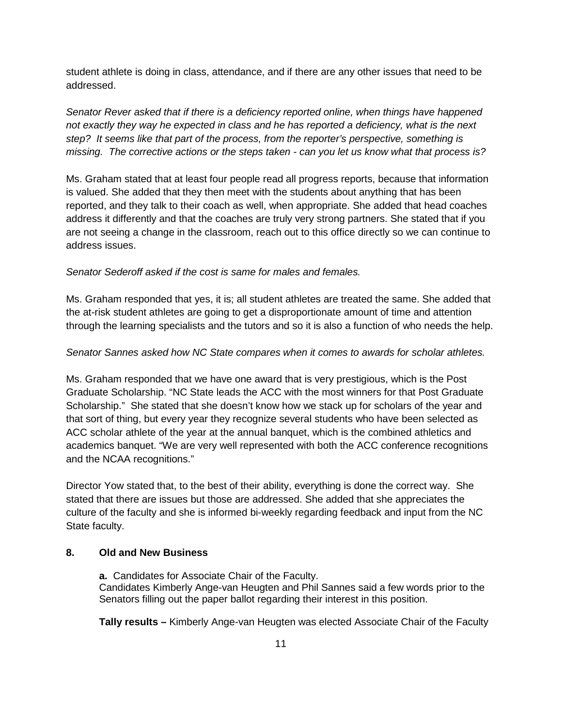student athlete is doing in class, attendance, and if there are any other issues that need to be addressed.

*Senator Rever asked that if there is a deficiency reported online, when things have happened not exactly they way he expected in class and he has reported a deficiency, what is the next step? It seems like that part of the process, from the reporter's perspective, something is missing. The corrective actions or the steps taken - can you let us know what that process is?*

Ms. Graham stated that at least four people read all progress reports, because that information is valued. She added that they then meet with the students about anything that has been reported, and they talk to their coach as well, when appropriate. She added that head coaches address it differently and that the coaches are truly very strong partners. She stated that if you are not seeing a change in the classroom, reach out to this office directly so we can continue to address issues.

*Senator Sederoff asked if the cost is same for males and females.*

Ms. Graham responded that yes, it is; all student athletes are treated the same. She added that the at-risk student athletes are going to get a disproportionate amount of time and attention through the learning specialists and the tutors and so it is also a function of who needs the help.

*Senator Sannes asked how NC State compares when it comes to awards for scholar athletes.*

Ms. Graham responded that we have one award that is very prestigious, which is the Post Graduate Scholarship. "NC State leads the ACC with the most winners for that Post Graduate Scholarship." She stated that she doesn't know how we stack up for scholars of the year and that sort of thing, but every year they recognize several students who have been selected as ACC scholar athlete of the year at the annual banquet, which is the combined athletics and academics banquet. "We are very well represented with both the ACC conference recognitions and the NCAA recognitions."

Director Yow stated that, to the best of their ability, everything is done the correct way. She stated that there are issues but those are addressed. She added that she appreciates the culture of the faculty and she is informed bi-weekly regarding feedback and input from the NC State faculty.

## 8. Old and New Business

**a.** Candidates for Associate Chair of the Faculty.
Candidates Kimberly Ange-van Heugten and Phil Sannes said a few words prior to the Senators filling out the paper ballot regarding their interest in this position.

**Tally results –** Kimberly Ange-van Heugten was elected Associate Chair of the Faculty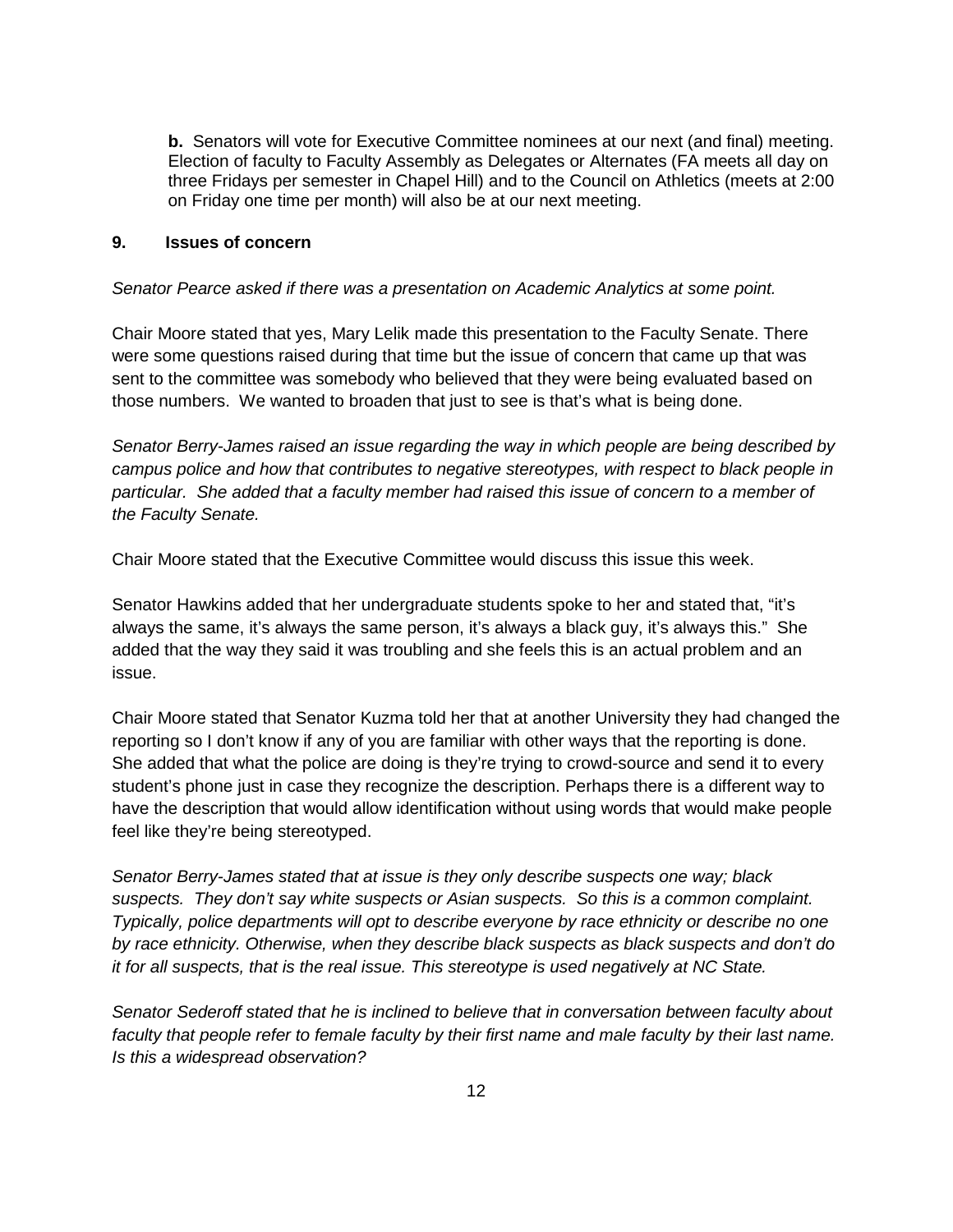**b.** Senators will vote for Executive Committee nominees at our next (and final) meeting. Election of faculty to Faculty Assembly as Delegates or Alternates (FA meets all day on three Fridays per semester in Chapel Hill) and to the Council on Athletics (meets at 2:00 on Friday one time per month) will also be at our next meeting.

## 9. Issues of concern

*Senator Pearce asked if there was a presentation on Academic Analytics at some point.*

Chair Moore stated that yes, Mary Lelik made this presentation to the Faculty Senate. There were some questions raised during that time but the issue of concern that came up that was sent to the committee was somebody who believed that they were being evaluated based on those numbers. We wanted to broaden that just to see is that's what is being done.

*Senator Berry-James raised an issue regarding the way in which people are being described by campus police and how that contributes to negative stereotypes, with respect to black people in particular. She added that a faculty member had raised this issue of concern to a member of the Faculty Senate.*

Chair Moore stated that the Executive Committee would discuss this issue this week.

Senator Hawkins added that her undergraduate students spoke to her and stated that, "it's always the same, it's always the same person, it's always a black guy, it's always this." She added that the way they said it was troubling and she feels this is an actual problem and an issue.

Chair Moore stated that Senator Kuzma told her that at another University they had changed the reporting so I don't know if any of you are familiar with other ways that the reporting is done. She added that what the police are doing is they're trying to crowd-source and send it to every student's phone just in case they recognize the description. Perhaps there is a different way to have the description that would allow identification without using words that would make people feel like they're being stereotyped.

*Senator Berry-James stated that at issue is they only describe suspects one way; black suspects. They don't say white suspects or Asian suspects. So this is a common complaint. Typically, police departments will opt to describe everyone by race ethnicity or describe no one by race ethnicity. Otherwise, when they describe black suspects as black suspects and don't do it for all suspects, that is the real issue. This stereotype is used negatively at NC State.*

*Senator Sederoff stated that he is inclined to believe that in conversation between faculty about faculty that people refer to female faculty by their first name and male faculty by their last name. Is this a widespread observation?*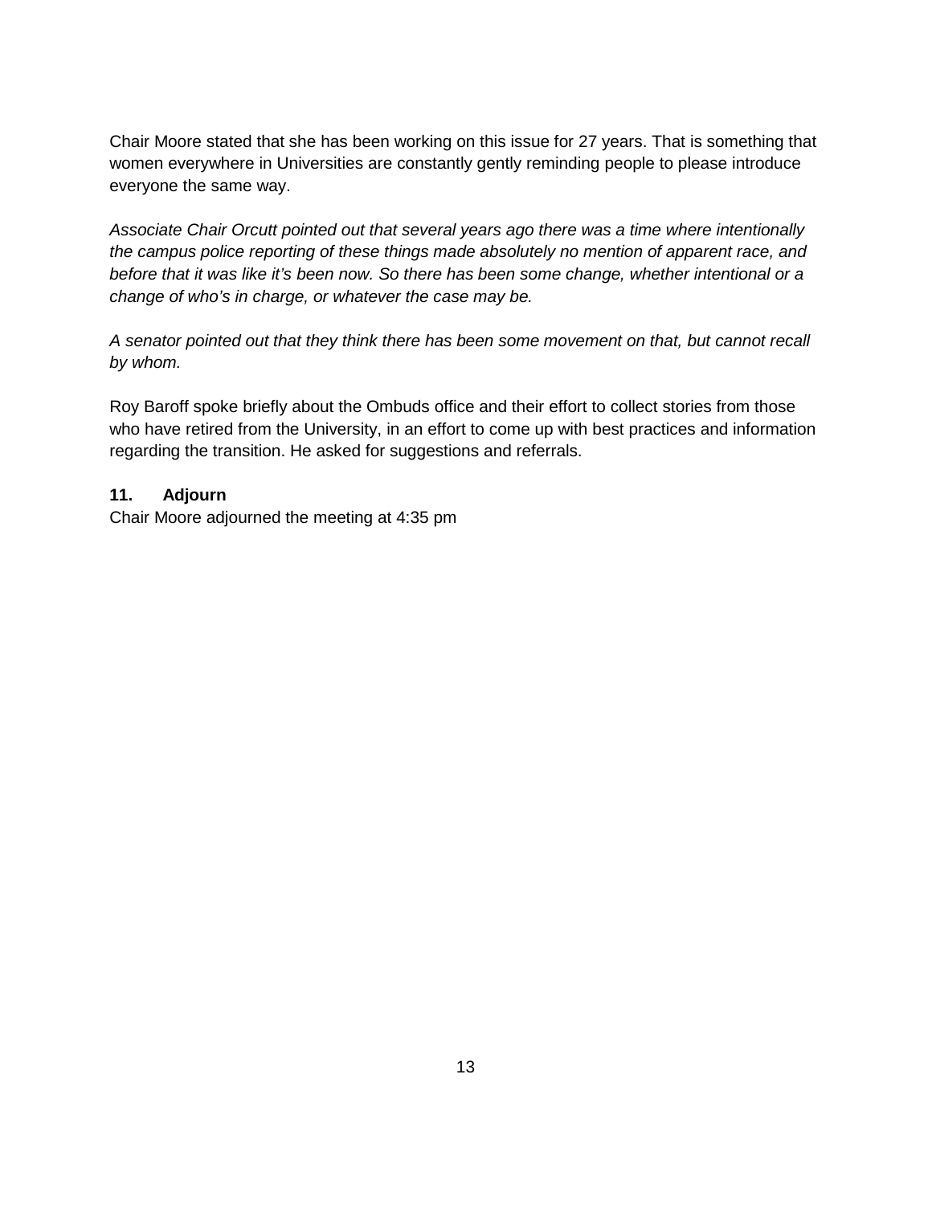Chair Moore stated that she has been working on this issue for 27 years. That is something that women everywhere in Universities are constantly gently reminding people to please introduce everyone the same way.

*Associate Chair Orcutt pointed out that several years ago there was a time where intentionally the campus police reporting of these things made absolutely no mention of apparent race, and before that it was like it's been now. So there has been some change, whether intentional or a change of who's in charge, or whatever the case may be.*

*A senator pointed out that they think there has been some movement on that, but cannot recall by whom.*

Roy Baroff spoke briefly about the Ombuds office and their effort to collect stories from those who have retired from the University, in an effort to come up with best practices and information regarding the transition. He asked for suggestions and referrals.

**11. Adjourn**

Chair Moore adjourned the meeting at 4:35 pm